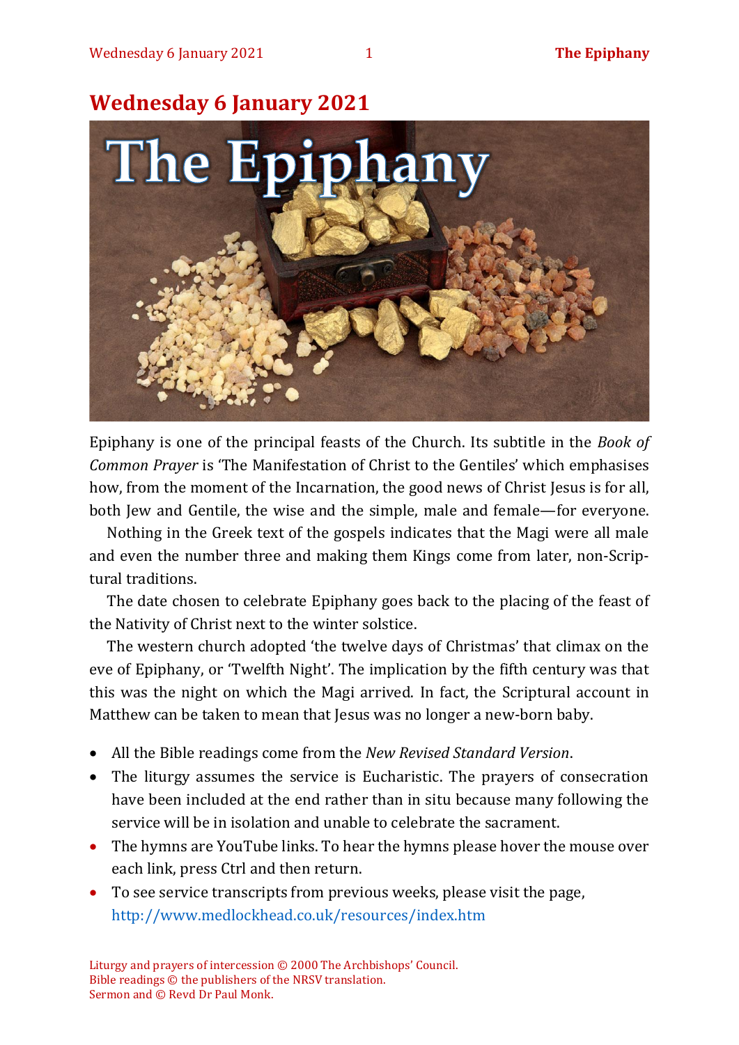# Wednesday 6 January 2021

Epiphany is one of the principal feasts of the Church. Its subtitle in the *Book of Common Prayer* is 'The Manifestation of Christ to the Gentiles' which emphasises how, from the moment of the Incarnation, the good news of Christ Jesus is for all, both Jew and Gentile, the wise and the simple, male and female—for everyone.

Nothing in the Greek text of the gospels indicates that the Magi were all male and even the number three and making them Kings come from later, non-Scriptural traditions.

The date chosen to celebrate Epiphany goes back to the placing of the feast of the Nativity of Christ next to the winter solstice.

The western church adopted 'the twelve days of Christmas' that climax on the eve of Epiphany, or 'Twelfth Night'. The implication by the fifth century was that this was the night on which the Magi arrived. In fact, the Scriptural account in Matthew can be taken to mean that Jesus was no longer a new-born baby.

- All the Bible readings come from the *New Revised Standard Version*.
- The liturgy assumes the service is Eucharistic. The prayers of consecration have been included at the end rather than in situ because many following the service will be in isolation and unable to celebrate the sacrament.
- The hymns are YouTube links. To hear the hymns please hover the mouse over each link, press Ctrl and then return.
- To see service transcripts from previous weeks, please visit the page, http://www.medlockhead.co.uk/resources/index.htm

Liturgy and prayers of intercession © 2000 The Archbishops' Council.
Bible readings © the publishers of the NRSV translation.
Sermon and © Revd Dr Paul Monk.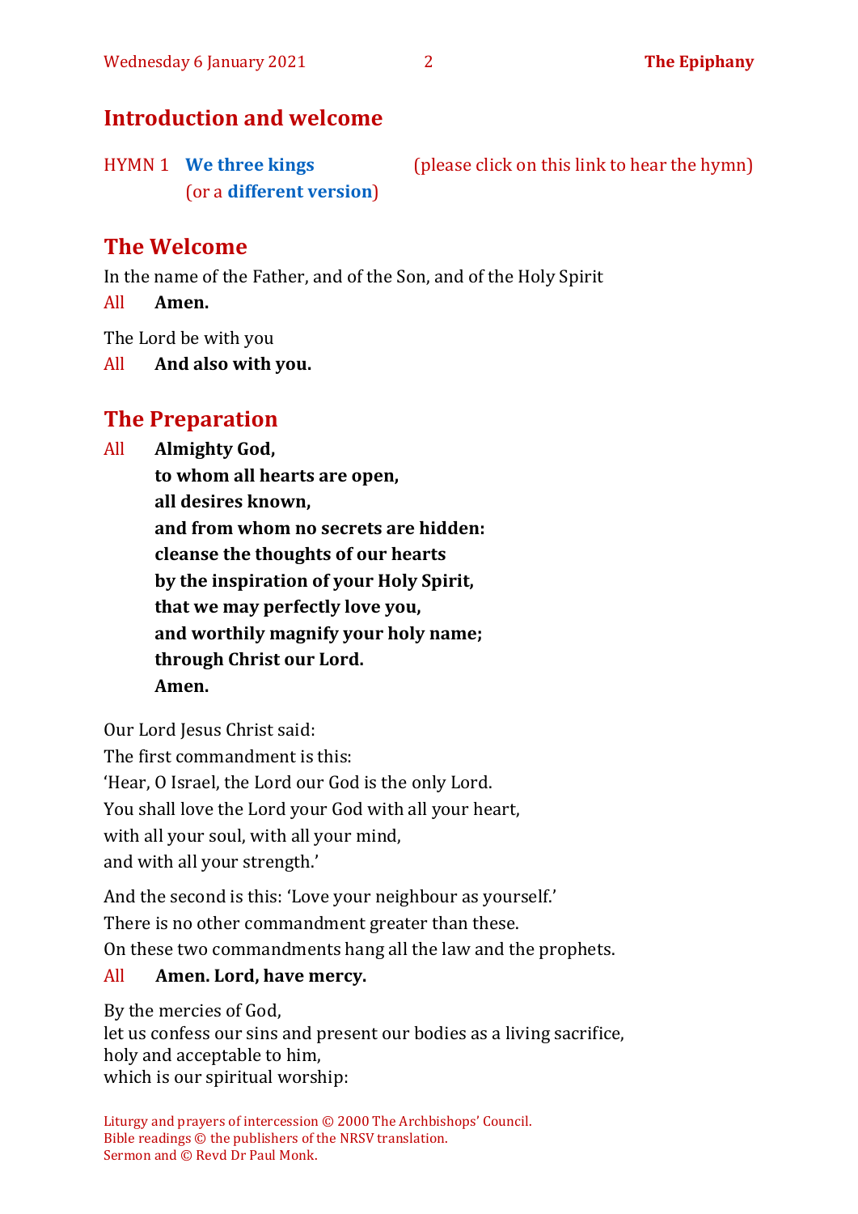## Introduction and welcome

HYMN 1 **We three kings** (please click on this link to hear the hymn)
(or a **different version**)

## The Welcome

In the name of the Father, and of the Son, and of the Holy Spirit

All **Amen.**

The Lord be with you

All **And also with you.**

## The Preparation

All **Almighty God,**
**to whom all hearts are open,**
**all desires known,**
**and from whom no secrets are hidden:**
**cleanse the thoughts of our hearts**
**by the inspiration of your Holy Spirit,**
**that we may perfectly love you,**
**and worthily magnify your holy name;**
**through Christ our Lord.**
**Amen.**

Our Lord Jesus Christ said:
The first commandment is this:
'Hear, O Israel, the Lord our God is the only Lord.
You shall love the Lord your God with all your heart,
with all your soul, with all your mind,
and with all your strength.'

And the second is this: 'Love your neighbour as yourself.'
There is no other commandment greater than these.
On these two commandments hang all the law and the prophets.

All **Amen. Lord, have mercy.**

By the mercies of God,
let us confess our sins and present our bodies as a living sacrifice,
holy and acceptable to him,
which is our spiritual worship:

Liturgy and prayers of intercession © 2000 The Archbishops' Council.
Bible readings © the publishers of the NRSV translation.
Sermon and © Revd Dr Paul Monk.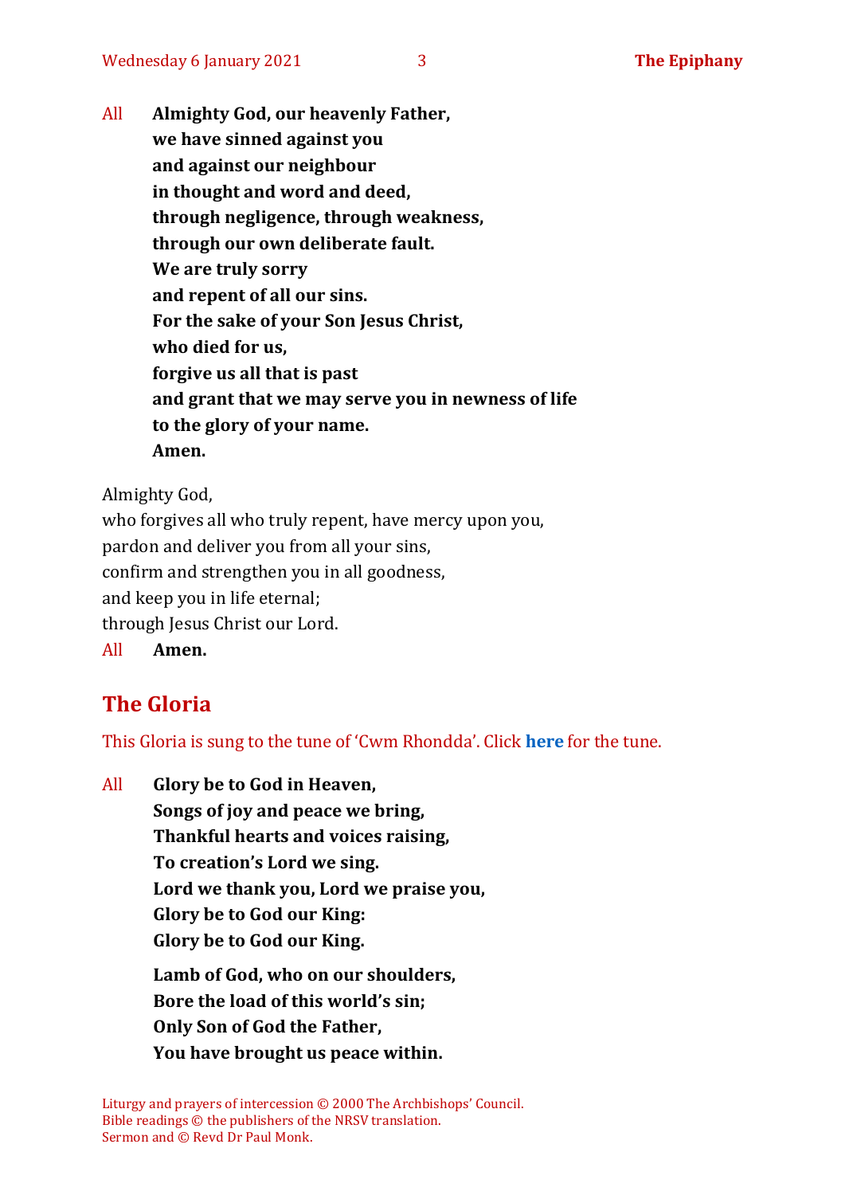All **Almighty God, our heavenly Father,**
**we have sinned against you**
**and against our neighbour**
**in thought and word and deed,**
**through negligence, through weakness,**
**through our own deliberate fault.**
**We are truly sorry**
**and repent of all our sins.**
**For the sake of your Son Jesus Christ,**
**who died for us,**
**forgive us all that is past**
**and grant that we may serve you in newness of life**
**to the glory of your name.**
**Amen.**

Almighty God,
who forgives all who truly repent, have mercy upon you,
pardon and deliver you from all your sins,
confirm and strengthen you in all goodness,
and keep you in life eternal;
through Jesus Christ our Lord.

All **Amen.**

## The Gloria

This Gloria is sung to the tune of 'Cwm Rhondda'. Click **here** for the tune.

All **Glory be to God in Heaven,**
**Songs of joy and peace we bring,**
**Thankful hearts and voices raising,**
**To creation's Lord we sing.**
**Lord we thank you, Lord we praise you,**
**Glory be to God our King:**
**Glory be to God our King.**

**Lamb of God, who on our shoulders,**
**Bore the load of this world's sin;**
**Only Son of God the Father,**
**You have brought us peace within.**

Liturgy and prayers of intercession © 2000 The Archbishops' Council.
Bible readings © the publishers of the NRSV translation.
Sermon and © Revd Dr Paul Monk.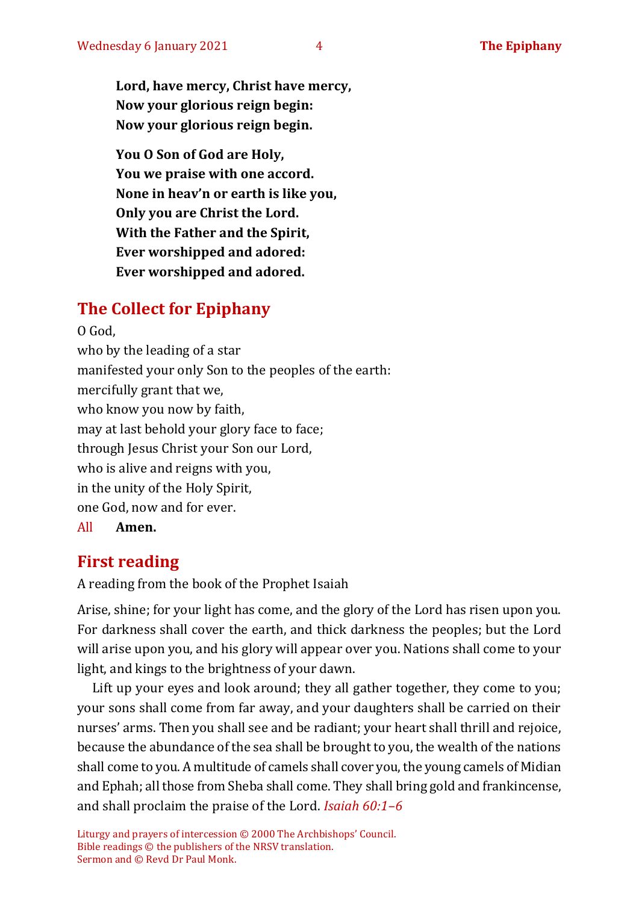**Lord, have mercy, Christ have mercy,**
**Now your glorious reign begin:**
**Now your glorious reign begin.**

**You O Son of God are Holy,**
**You we praise with one accord.**
**None in heav'n or earth is like you,**
**Only you are Christ the Lord.**
**With the Father and the Spirit,**
**Ever worshipped and adored:**
**Ever worshipped and adored.**

## The Collect for Epiphany

O God,
who by the leading of a star
manifested your only Son to the peoples of the earth:
mercifully grant that we,
who know you now by faith,
may at last behold your glory face to face;
through Jesus Christ your Son our Lord,
who is alive and reigns with you,
in the unity of the Holy Spirit,
one God, now and for ever.

All **Amen.**

## First reading

A reading from the book of the Prophet Isaiah

Arise, shine; for your light has come, and the glory of the Lord has risen upon you. For darkness shall cover the earth, and thick darkness the peoples; but the Lord will arise upon you, and his glory will appear over you. Nations shall come to your light, and kings to the brightness of your dawn.

Lift up your eyes and look around; they all gather together, they come to you; your sons shall come from far away, and your daughters shall be carried on their nurses' arms. Then you shall see and be radiant; your heart shall thrill and rejoice, because the abundance of the sea shall be brought to you, the wealth of the nations shall come to you. A multitude of camels shall cover you, the young camels of Midian and Ephah; all those from Sheba shall come. They shall bring gold and frankincense, and shall proclaim the praise of the Lord. *Isaiah 60:1–6*

Liturgy and prayers of intercession © 2000 The Archbishops' Council.
Bible readings © the publishers of the NRSV translation.
Sermon and © Revd Dr Paul Monk.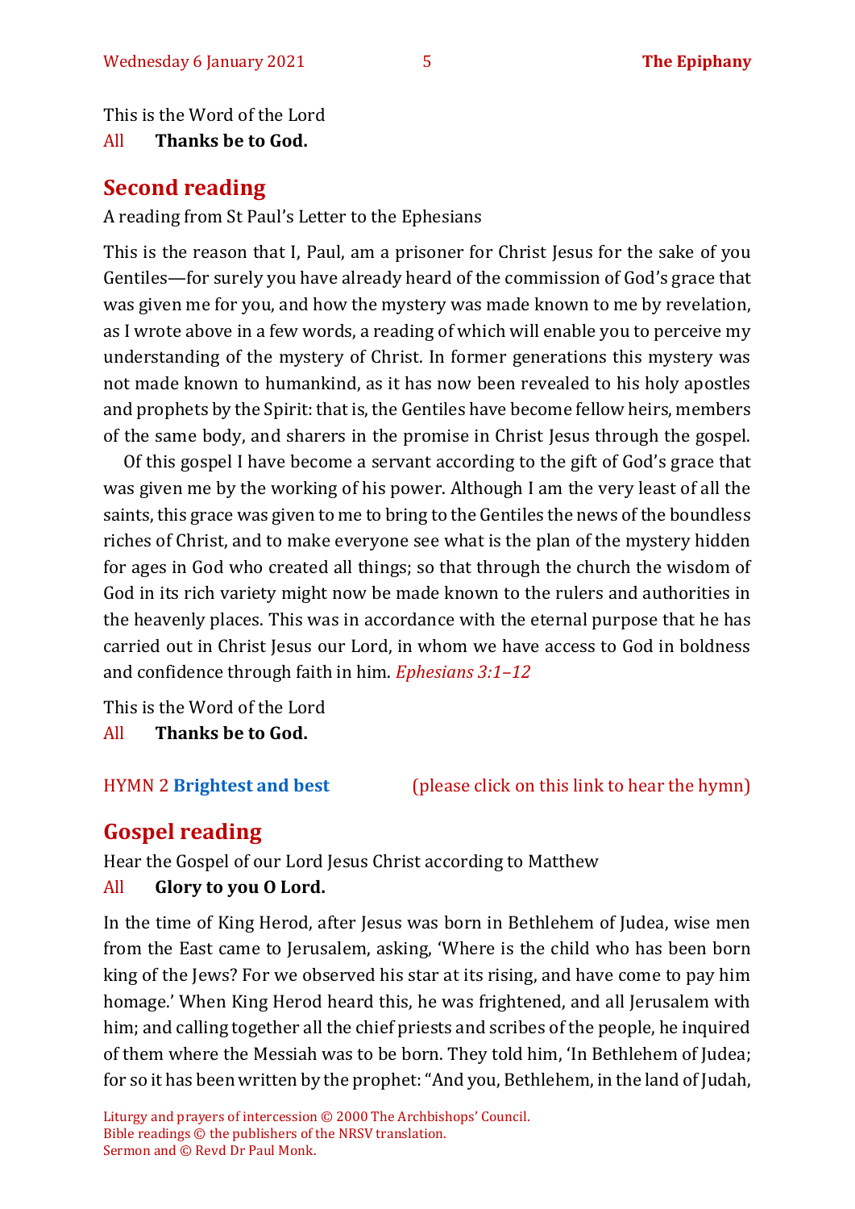This is the Word of the Lord

All **Thanks be to God.**

## Second reading

A reading from St Paul's Letter to the Ephesians

This is the reason that I, Paul, am a prisoner for Christ Jesus for the sake of you Gentiles—for surely you have already heard of the commission of God's grace that was given me for you, and how the mystery was made known to me by revelation, as I wrote above in a few words, a reading of which will enable you to perceive my understanding of the mystery of Christ. In former generations this mystery was not made known to humankind, as it has now been revealed to his holy apostles and prophets by the Spirit: that is, the Gentiles have become fellow heirs, members of the same body, and sharers in the promise in Christ Jesus through the gospel.

Of this gospel I have become a servant according to the gift of God's grace that was given me by the working of his power. Although I am the very least of all the saints, this grace was given to me to bring to the Gentiles the news of the boundless riches of Christ, and to make everyone see what is the plan of the mystery hidden for ages in God who created all things; so that through the church the wisdom of God in its rich variety might now be made known to the rulers and authorities in the heavenly places. This was in accordance with the eternal purpose that he has carried out in Christ Jesus our Lord, in whom we have access to God in boldness and confidence through faith in him. *Ephesians 3:1–12*

This is the Word of the Lord

All **Thanks be to God.**

HYMN 2 **Brightest and best** (please click on this link to hear the hymn)

## Gospel reading

Hear the Gospel of our Lord Jesus Christ according to Matthew

All **Glory to you O Lord.**

In the time of King Herod, after Jesus was born in Bethlehem of Judea, wise men from the East came to Jerusalem, asking, 'Where is the child who has been born king of the Jews? For we observed his star at its rising, and have come to pay him homage.' When King Herod heard this, he was frightened, and all Jerusalem with him; and calling together all the chief priests and scribes of the people, he inquired of them where the Messiah was to be born. They told him, 'In Bethlehem of Judea; for so it has been written by the prophet: "And you, Bethlehem, in the land of Judah,

Liturgy and prayers of intercession © 2000 The Archbishops' Council.
Bible readings © the publishers of the NRSV translation.
Sermon and © Revd Dr Paul Monk.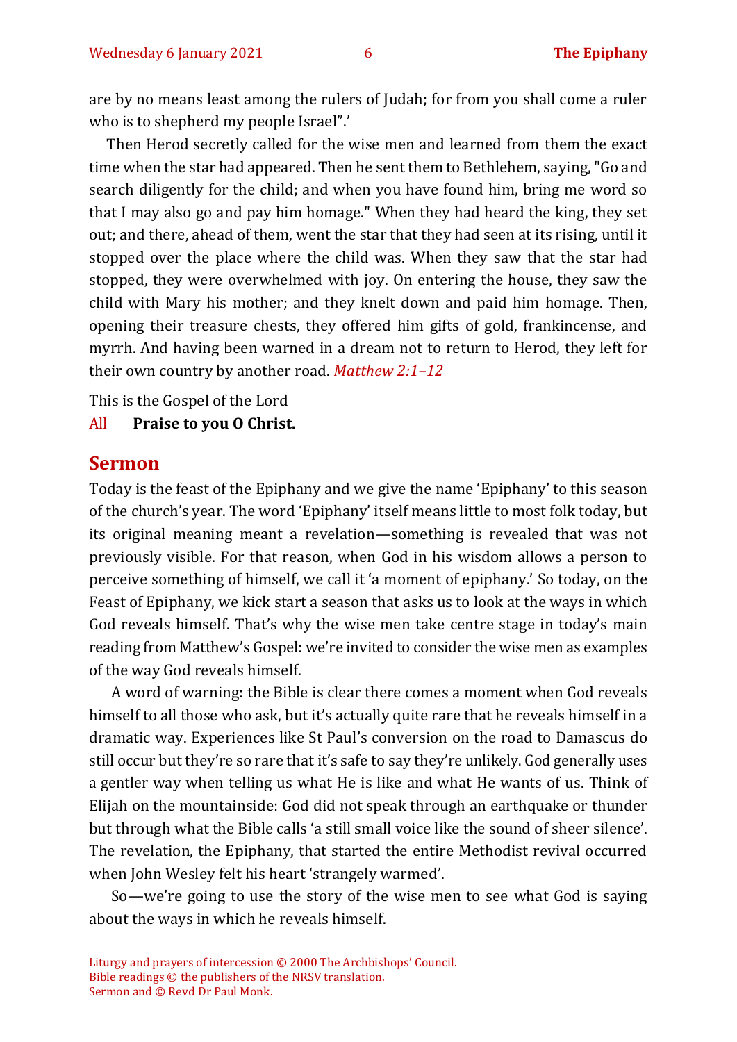are by no means least among the rulers of Judah; for from you shall come a ruler who is to shepherd my people Israel".'

Then Herod secretly called for the wise men and learned from them the exact time when the star had appeared. Then he sent them to Bethlehem, saying, "Go and search diligently for the child; and when you have found him, bring me word so that I may also go and pay him homage." When they had heard the king, they set out; and there, ahead of them, went the star that they had seen at its rising, until it stopped over the place where the child was. When they saw that the star had stopped, they were overwhelmed with joy. On entering the house, they saw the child with Mary his mother; and they knelt down and paid him homage. Then, opening their treasure chests, they offered him gifts of gold, frankincense, and myrrh. And having been warned in a dream not to return to Herod, they left for their own country by another road. *Matthew 2:1–12*

This is the Gospel of the Lord

All **Praise to you O Christ.**

## Sermon

Today is the feast of the Epiphany and we give the name 'Epiphany' to this season of the church's year. The word 'Epiphany' itself means little to most folk today, but its original meaning meant a revelation—something is revealed that was not previously visible. For that reason, when God in his wisdom allows a person to perceive something of himself, we call it 'a moment of epiphany.' So today, on the Feast of Epiphany, we kick start a season that asks us to look at the ways in which God reveals himself. That's why the wise men take centre stage in today's main reading from Matthew's Gospel: we're invited to consider the wise men as examples of the way God reveals himself.

A word of warning: the Bible is clear there comes a moment when God reveals himself to all those who ask, but it's actually quite rare that he reveals himself in a dramatic way. Experiences like St Paul's conversion on the road to Damascus do still occur but they're so rare that it's safe to say they're unlikely. God generally uses a gentler way when telling us what He is like and what He wants of us. Think of Elijah on the mountainside: God did not speak through an earthquake or thunder but through what the Bible calls 'a still small voice like the sound of sheer silence'. The revelation, the Epiphany, that started the entire Methodist revival occurred when John Wesley felt his heart 'strangely warmed'.

So—we're going to use the story of the wise men to see what God is saying about the ways in which he reveals himself.

Liturgy and prayers of intercession © 2000 The Archbishops' Council.
Bible readings © the publishers of the NRSV translation.
Sermon and © Revd Dr Paul Monk.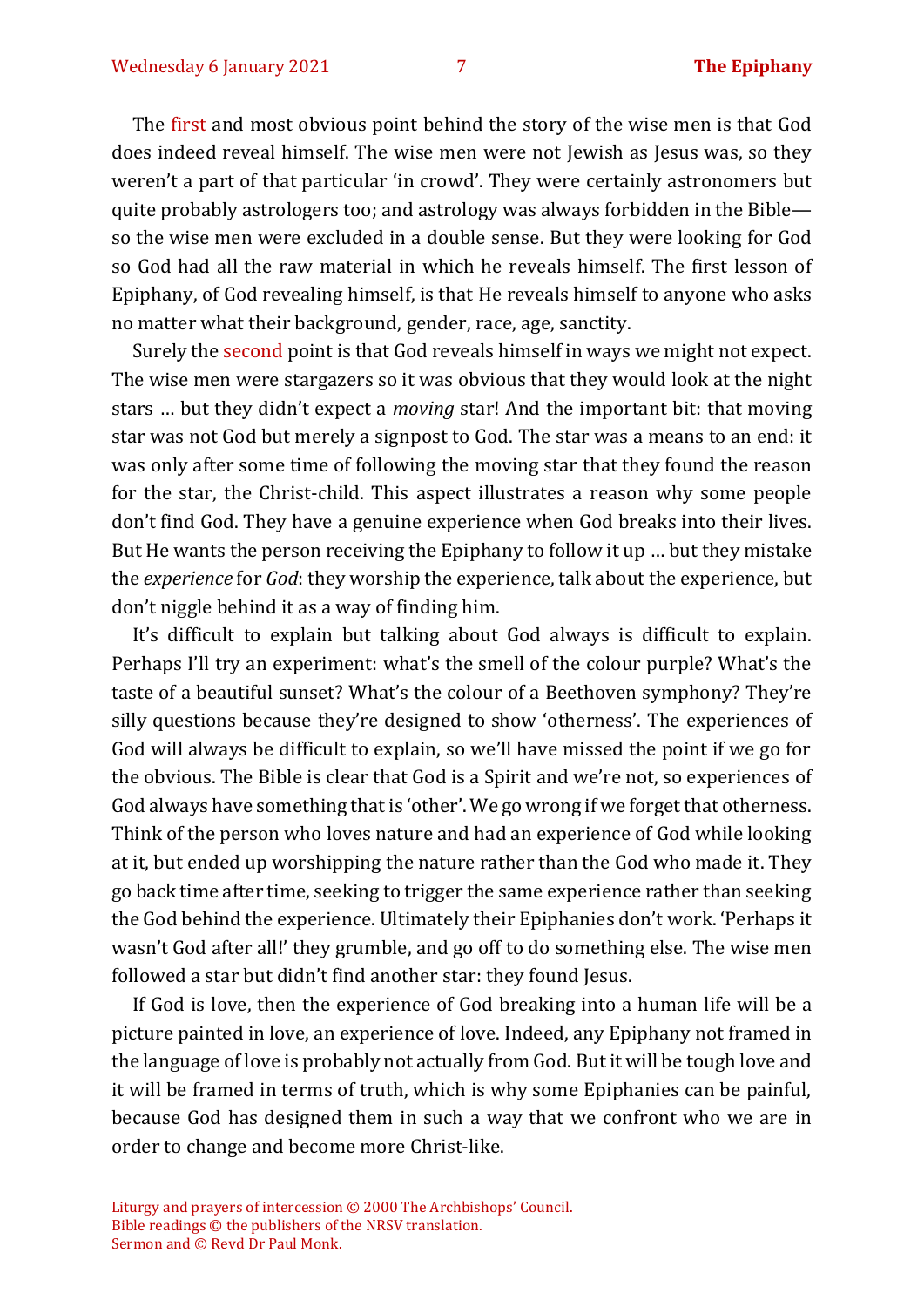The first and most obvious point behind the story of the wise men is that God does indeed reveal himself. The wise men were not Jewish as Jesus was, so they weren't a part of that particular 'in crowd'. They were certainly astronomers but quite probably astrologers too; and astrology was always forbidden in the Bible—so the wise men were excluded in a double sense. But they were looking for God so God had all the raw material in which he reveals himself. The first lesson of Epiphany, of God revealing himself, is that He reveals himself to anyone who asks no matter what their background, gender, race, age, sanctity.

Surely the second point is that God reveals himself in ways we might not expect. The wise men were stargazers so it was obvious that they would look at the night stars … but they didn't expect a *moving* star! And the important bit: that moving star was not God but merely a signpost to God. The star was a means to an end: it was only after some time of following the moving star that they found the reason for the star, the Christ-child. This aspect illustrates a reason why some people don't find God. They have a genuine experience when God breaks into their lives. But He wants the person receiving the Epiphany to follow it up … but they mistake the *experience* for *God*: they worship the experience, talk about the experience, but don't niggle behind it as a way of finding him.

It's difficult to explain but talking about God always is difficult to explain. Perhaps I'll try an experiment: what's the smell of the colour purple? What's the taste of a beautiful sunset? What's the colour of a Beethoven symphony? They're silly questions because they're designed to show 'otherness'. The experiences of God will always be difficult to explain, so we'll have missed the point if we go for the obvious. The Bible is clear that God is a Spirit and we're not, so experiences of God always have something that is 'other'. We go wrong if we forget that otherness. Think of the person who loves nature and had an experience of God while looking at it, but ended up worshipping the nature rather than the God who made it. They go back time after time, seeking to trigger the same experience rather than seeking the God behind the experience. Ultimately their Epiphanies don't work. 'Perhaps it wasn't God after all!' they grumble, and go off to do something else. The wise men followed a star but didn't find another star: they found Jesus.

If God is love, then the experience of God breaking into a human life will be a picture painted in love, an experience of love. Indeed, any Epiphany not framed in the language of love is probably not actually from God. But it will be tough love and it will be framed in terms of truth, which is why some Epiphanies can be painful, because God has designed them in such a way that we confront who we are in order to change and become more Christ-like.

Liturgy and prayers of intercession © 2000 The Archbishops' Council.
Bible readings © the publishers of the NRSV translation.
Sermon and © Revd Dr Paul Monk.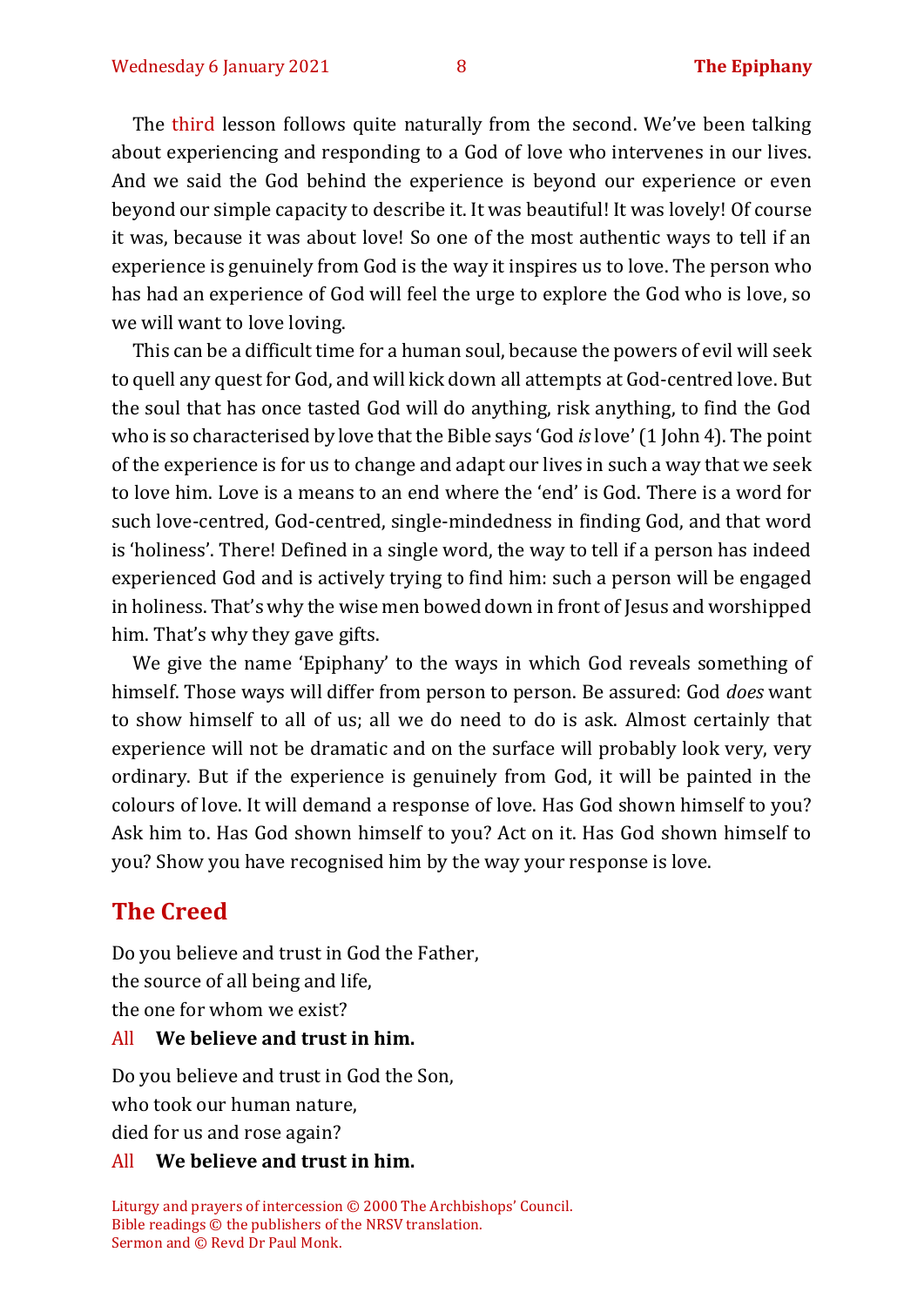The third lesson follows quite naturally from the second. We've been talking about experiencing and responding to a God of love who intervenes in our lives. And we said the God behind the experience is beyond our experience or even beyond our simple capacity to describe it. It was beautiful! It was lovely! Of course it was, because it was about love! So one of the most authentic ways to tell if an experience is genuinely from God is the way it inspires us to love. The person who has had an experience of God will feel the urge to explore the God who is love, so we will want to love loving.

This can be a difficult time for a human soul, because the powers of evil will seek to quell any quest for God, and will kick down all attempts at God-centred love. But the soul that has once tasted God will do anything, risk anything, to find the God who is so characterised by love that the Bible says 'God *is* love' (1 John 4). The point of the experience is for us to change and adapt our lives in such a way that we seek to love him. Love is a means to an end where the 'end' is God. There is a word for such love-centred, God-centred, single-mindedness in finding God, and that word is 'holiness'. There! Defined in a single word, the way to tell if a person has indeed experienced God and is actively trying to find him: such a person will be engaged in holiness. That's why the wise men bowed down in front of Jesus and worshipped him. That's why they gave gifts.

We give the name 'Epiphany' to the ways in which God reveals something of himself. Those ways will differ from person to person. Be assured: God *does* want to show himself to all of us; all we do need to do is ask. Almost certainly that experience will not be dramatic and on the surface will probably look very, very ordinary. But if the experience is genuinely from God, it will be painted in the colours of love. It will demand a response of love. Has God shown himself to you? Ask him to. Has God shown himself to you? Act on it. Has God shown himself to you? Show you have recognised him by the way your response is love.

## The Creed

Do you believe and trust in God the Father,
the source of all being and life,
the one for whom we exist?

All **We believe and trust in him.**

Do you believe and trust in God the Son,
who took our human nature,
died for us and rose again?

All **We believe and trust in him.**

Liturgy and prayers of intercession © 2000 The Archbishops' Council.
Bible readings © the publishers of the NRSV translation.
Sermon and © Revd Dr Paul Monk.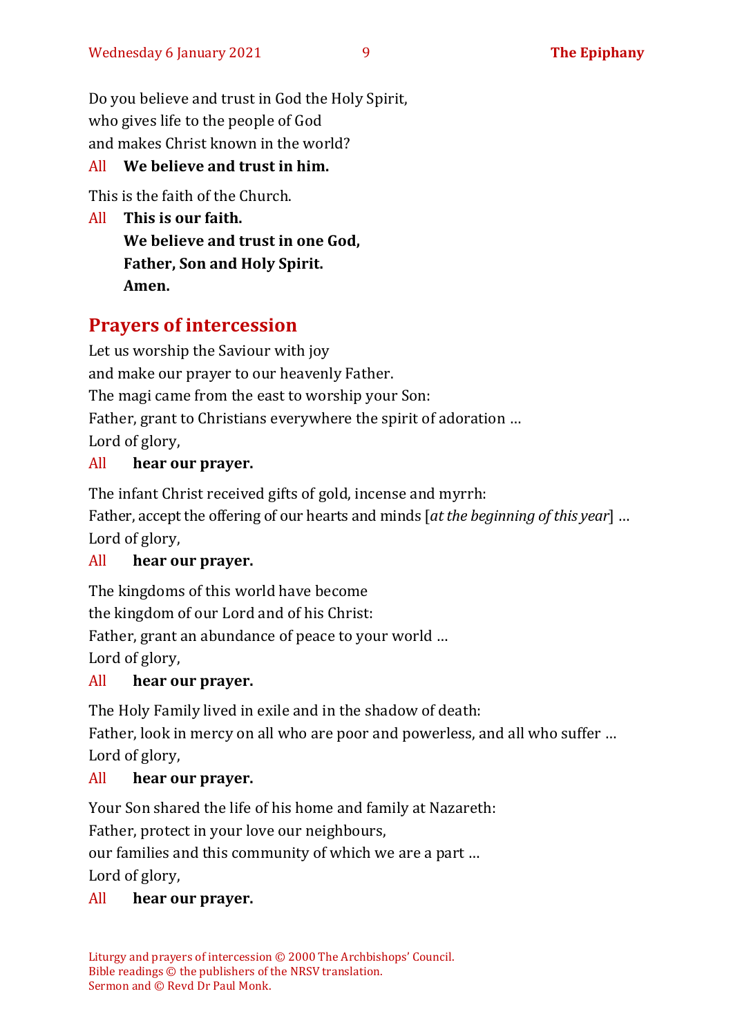Do you believe and trust in God the Holy Spirit,
who gives life to the people of God
and makes Christ known in the world?

All **We believe and trust in him.**

This is the faith of the Church.

All **This is our faith.**
**We believe and trust in one God,**
**Father, Son and Holy Spirit.**
**Amen.**

## Prayers of intercession

Let us worship the Saviour with joy
and make our prayer to our heavenly Father.
The magi came from the east to worship your Son:
Father, grant to Christians everywhere the spirit of adoration …
Lord of glory,

All **hear our prayer.**

The infant Christ received gifts of gold, incense and myrrh:
Father, accept the offering of our hearts and minds [*at the beginning of this year*] …
Lord of glory,

All **hear our prayer.**

The kingdoms of this world have become
the kingdom of our Lord and of his Christ:
Father, grant an abundance of peace to your world …
Lord of glory,

All **hear our prayer.**

The Holy Family lived in exile and in the shadow of death:
Father, look in mercy on all who are poor and powerless, and all who suffer …
Lord of glory,

All **hear our prayer.**

Your Son shared the life of his home and family at Nazareth:
Father, protect in your love our neighbours,
our families and this community of which we are a part …
Lord of glory,

All **hear our prayer.**

Liturgy and prayers of intercession © 2000 The Archbishops' Council.
Bible readings © the publishers of the NRSV translation.
Sermon and © Revd Dr Paul Monk.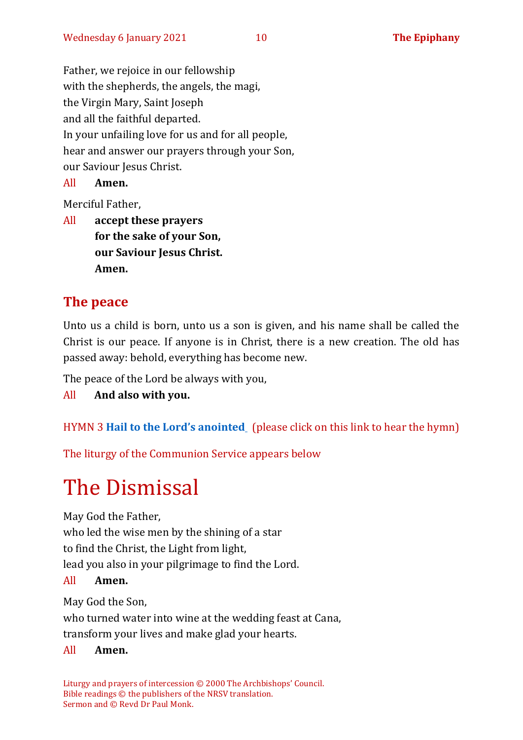Father, we rejoice in our fellowship
with the shepherds, the angels, the magi,
the Virgin Mary, Saint Joseph
and all the faithful departed.
In your unfailing love for us and for all people,
hear and answer our prayers through your Son,
our Saviour Jesus Christ.

All **Amen.**

Merciful Father,

All **accept these prayers**
**for the sake of your Son,**
**our Saviour Jesus Christ.**
**Amen.**

## The peace

Unto us a child is born, unto us a son is given, and his name shall be called the Christ is our peace. If anyone is in Christ, there is a new creation. The old has passed away: behold, everything has become new.

The peace of the Lord be always with you,

All **And also with you.**

HYMN 3 **Hail to the Lord's anointed** (please click on this link to hear the hymn)

The liturgy of the Communion Service appears below

# The Dismissal

May God the Father,
who led the wise men by the shining of a star
to find the Christ, the Light from light,
lead you also in your pilgrimage to find the Lord.

All **Amen.**

May God the Son,
who turned water into wine at the wedding feast at Cana,
transform your lives and make glad your hearts.

All **Amen.**

Liturgy and prayers of intercession © 2000 The Archbishops' Council.
Bible readings © the publishers of the NRSV translation.
Sermon and © Revd Dr Paul Monk.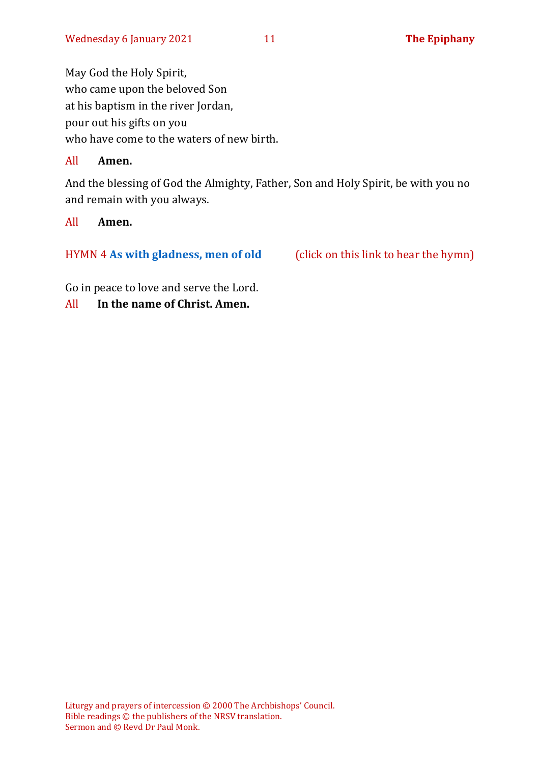May God the Holy Spirit,
who came upon the beloved Son
at his baptism in the river Jordan,
pour out his gifts on you
who have come to the waters of new birth.

All **Amen.**

And the blessing of God the Almighty, Father, Son and Holy Spirit, be with you no and remain with you always.

All **Amen.**

HYMN 4 **As with gladness, men of old** (click on this link to hear the hymn)

Go in peace to love and serve the Lord.
All **In the name of Christ. Amen.**

Liturgy and prayers of intercession © 2000 The Archbishops' Council.
Bible readings © the publishers of the NRSV translation.
Sermon and © Revd Dr Paul Monk.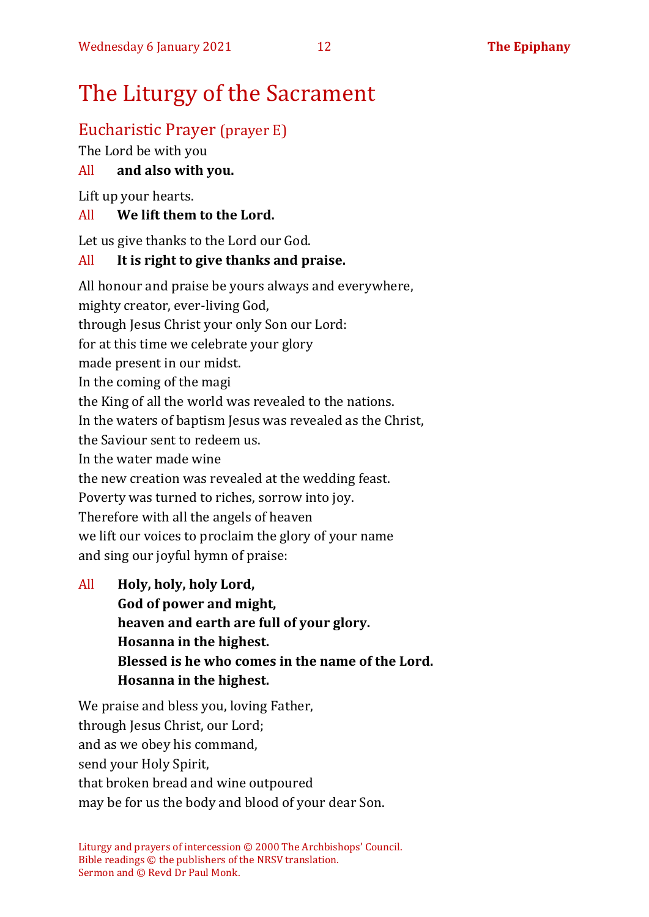# The Liturgy of the Sacrament

## Eucharistic Prayer (prayer E)

The Lord be with you

All **and also with you.**

Lift up your hearts.

All **We lift them to the Lord.**

Let us give thanks to the Lord our God.

All **It is right to give thanks and praise.**

All honour and praise be yours always and everywhere,
mighty creator, ever-living God,
through Jesus Christ your only Son our Lord:
for at this time we celebrate your glory
made present in our midst.
In the coming of the magi
the King of all the world was revealed to the nations.
In the waters of baptism Jesus was revealed as the Christ,
the Saviour sent to redeem us.
In the water made wine
the new creation was revealed at the wedding feast.
Poverty was turned to riches, sorrow into joy.
Therefore with all the angels of heaven
we lift our voices to proclaim the glory of your name
and sing our joyful hymn of praise:

All **Holy, holy, holy Lord,**
**God of power and might,**
**heaven and earth are full of your glory.**
**Hosanna in the highest.**
**Blessed is he who comes in the name of the Lord.**
**Hosanna in the highest.**

We praise and bless you, loving Father,
through Jesus Christ, our Lord;
and as we obey his command,
send your Holy Spirit,
that broken bread and wine outpoured
may be for us the body and blood of your dear Son.

Liturgy and prayers of intercession © 2000 The Archbishops' Council.
Bible readings © the publishers of the NRSV translation.
Sermon and © Revd Dr Paul Monk.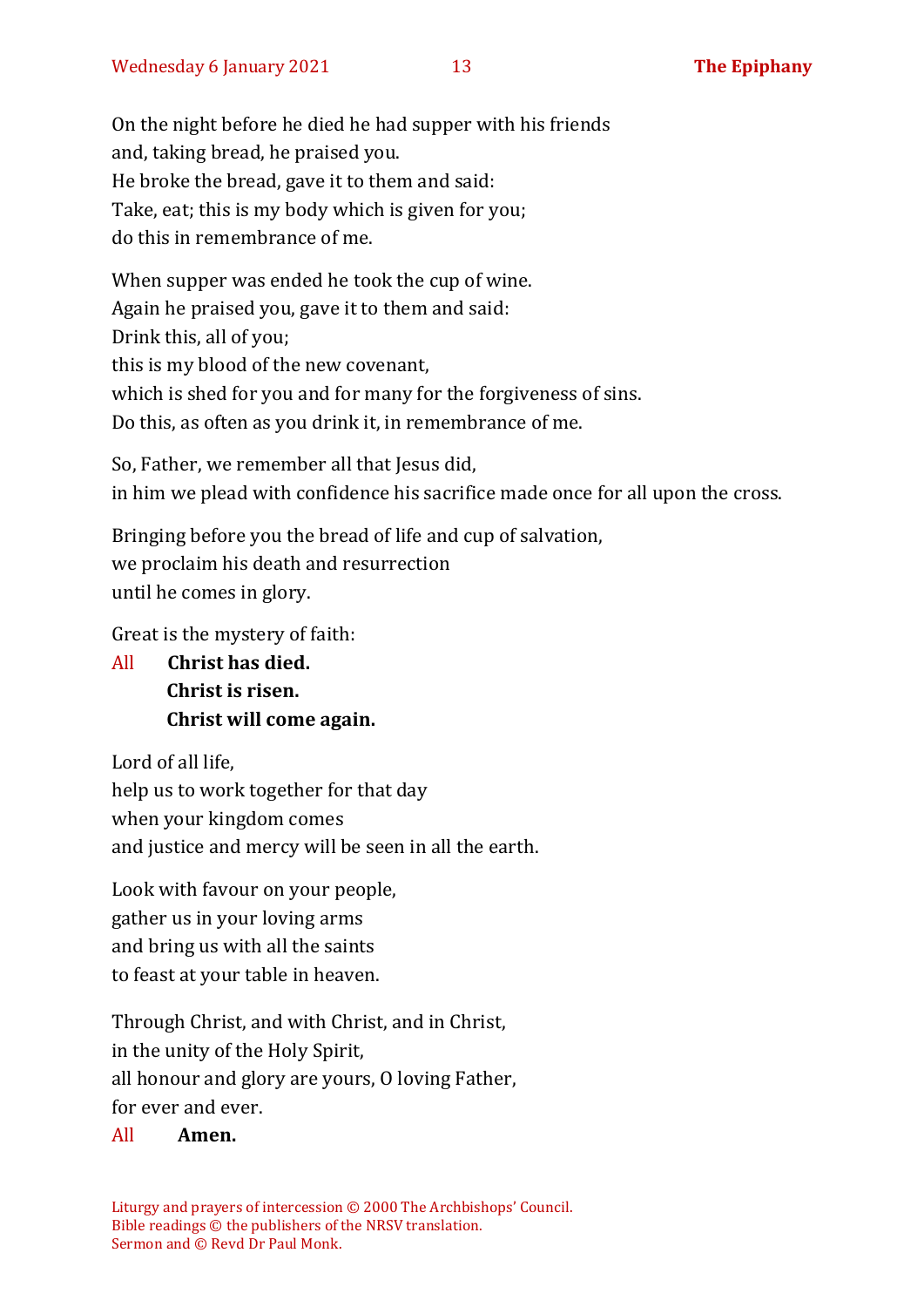On the night before he died he had supper with his friends
and, taking bread, he praised you.
He broke the bread, gave it to them and said:
Take, eat; this is my body which is given for you;
do this in remembrance of me.

When supper was ended he took the cup of wine.
Again he praised you, gave it to them and said:
Drink this, all of you;
this is my blood of the new covenant,
which is shed for you and for many for the forgiveness of sins.
Do this, as often as you drink it, in remembrance of me.

So, Father, we remember all that Jesus did,
in him we plead with confidence his sacrifice made once for all upon the cross.

Bringing before you the bread of life and cup of salvation,
we proclaim his death and resurrection
until he comes in glory.

Great is the mystery of faith:

All **Christ has died.**
**Christ is risen.**
**Christ will come again.**

Lord of all life,
help us to work together for that day
when your kingdom comes
and justice and mercy will be seen in all the earth.

Look with favour on your people,
gather us in your loving arms
and bring us with all the saints
to feast at your table in heaven.

Through Christ, and with Christ, and in Christ,
in the unity of the Holy Spirit,
all honour and glory are yours, O loving Father,
for ever and ever.

All **Amen.**

Liturgy and prayers of intercession © 2000 The Archbishops' Council.
Bible readings © the publishers of the NRSV translation.
Sermon and © Revd Dr Paul Monk.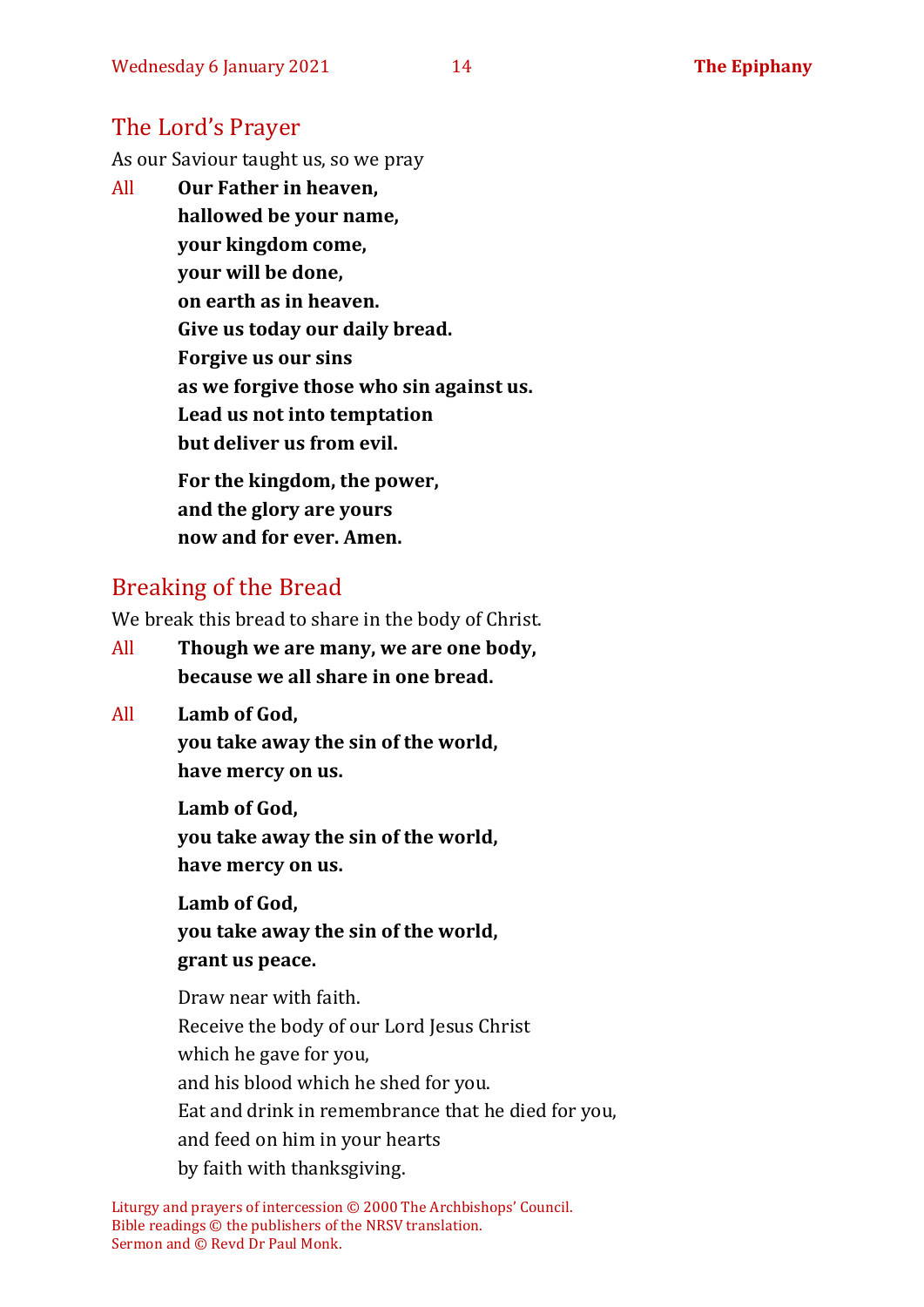## The Lord's Prayer

As our Saviour taught us, so we pray

All **Our Father in heaven,**
**hallowed be your name,**
**your kingdom come,**
**your will be done,**
**on earth as in heaven.**
**Give us today our daily bread.**
**Forgive us our sins**
**as we forgive those who sin against us.**
**Lead us not into temptation**
**but deliver us from evil.**

**For the kingdom, the power,**
**and the glory are yours**
**now and for ever. Amen.**

## Breaking of the Bread

We break this bread to share in the body of Christ.

All **Though we are many, we are one body,**
**because we all share in one bread.**

All **Lamb of God,**
**you take away the sin of the world,**
**have mercy on us.**

**Lamb of God,**
**you take away the sin of the world,**
**have mercy on us.**

**Lamb of God,**
**you take away the sin of the world,**
**grant us peace.**

Draw near with faith.
Receive the body of our Lord Jesus Christ
which he gave for you,
and his blood which he shed for you.
Eat and drink in remembrance that he died for you,
and feed on him in your hearts
by faith with thanksgiving.

Liturgy and prayers of intercession © 2000 The Archbishops' Council.
Bible readings © the publishers of the NRSV translation.
Sermon and © Revd Dr Paul Monk.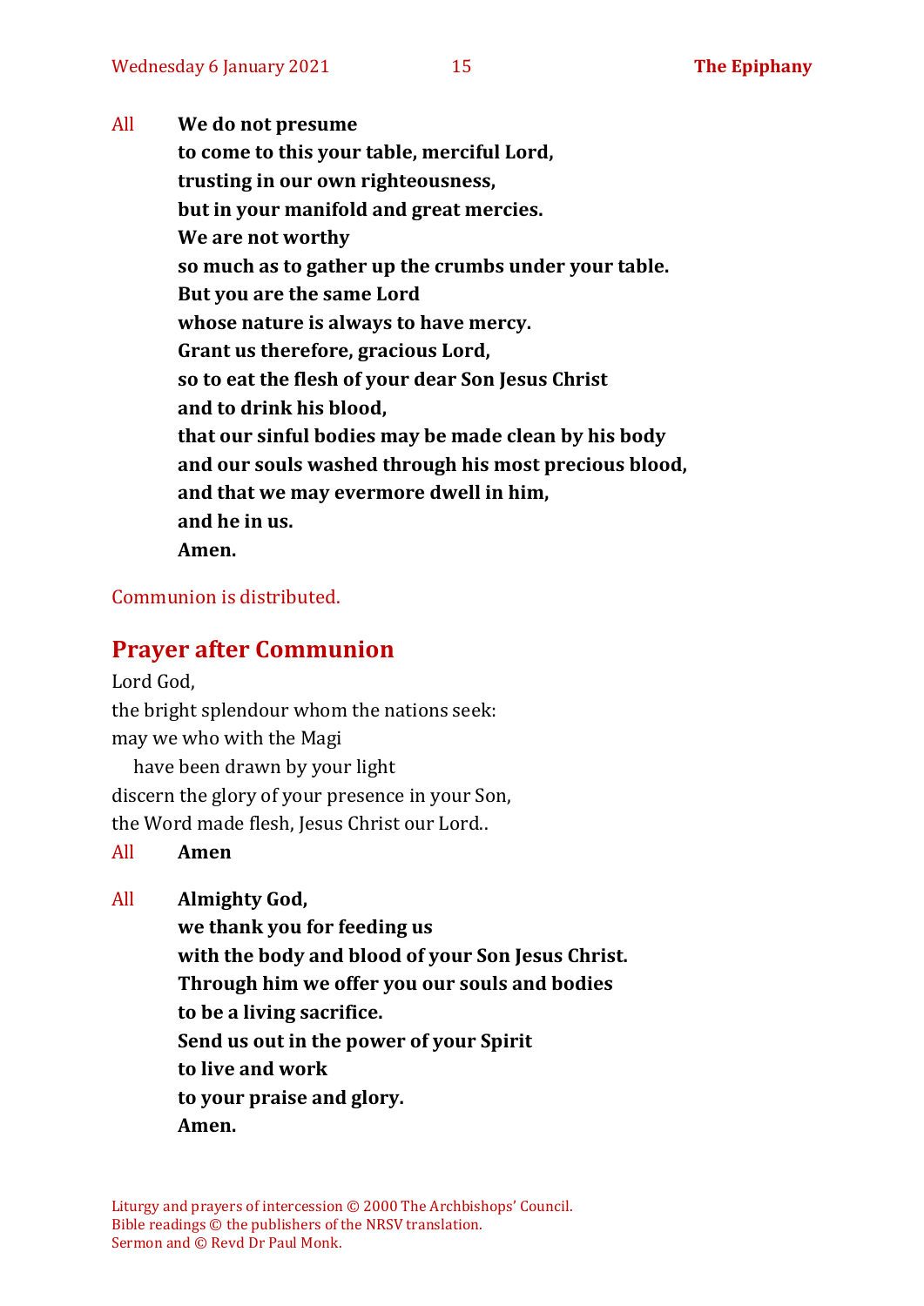All **We do not presume**
**to come to this your table, merciful Lord,**
**trusting in our own righteousness,**
**but in your manifold and great mercies.**
**We are not worthy**
**so much as to gather up the crumbs under your table.**
**But you are the same Lord**
**whose nature is always to have mercy.**
**Grant us therefore, gracious Lord,**
**so to eat the flesh of your dear Son Jesus Christ**
**and to drink his blood,**
**that our sinful bodies may be made clean by his body**
**and our souls washed through his most precious blood,**
**and that we may evermore dwell in him,**
**and he in us.**
**Amen.**

Communion is distributed.

## Prayer after Communion

Lord God,
the bright splendour whom the nations seek:
may we who with the Magi
  have been drawn by your light
discern the glory of your presence in your Son,
the Word made flesh, Jesus Christ our Lord..

All **Amen**

All **Almighty God,**
**we thank you for feeding us**
**with the body and blood of your Son Jesus Christ.**
**Through him we offer you our souls and bodies**
**to be a living sacrifice.**
**Send us out in the power of your Spirit**
**to live and work**
**to your praise and glory.**
**Amen.**

Liturgy and prayers of intercession © 2000 The Archbishops' Council.
Bible readings © the publishers of the NRSV translation.
Sermon and © Revd Dr Paul Monk.